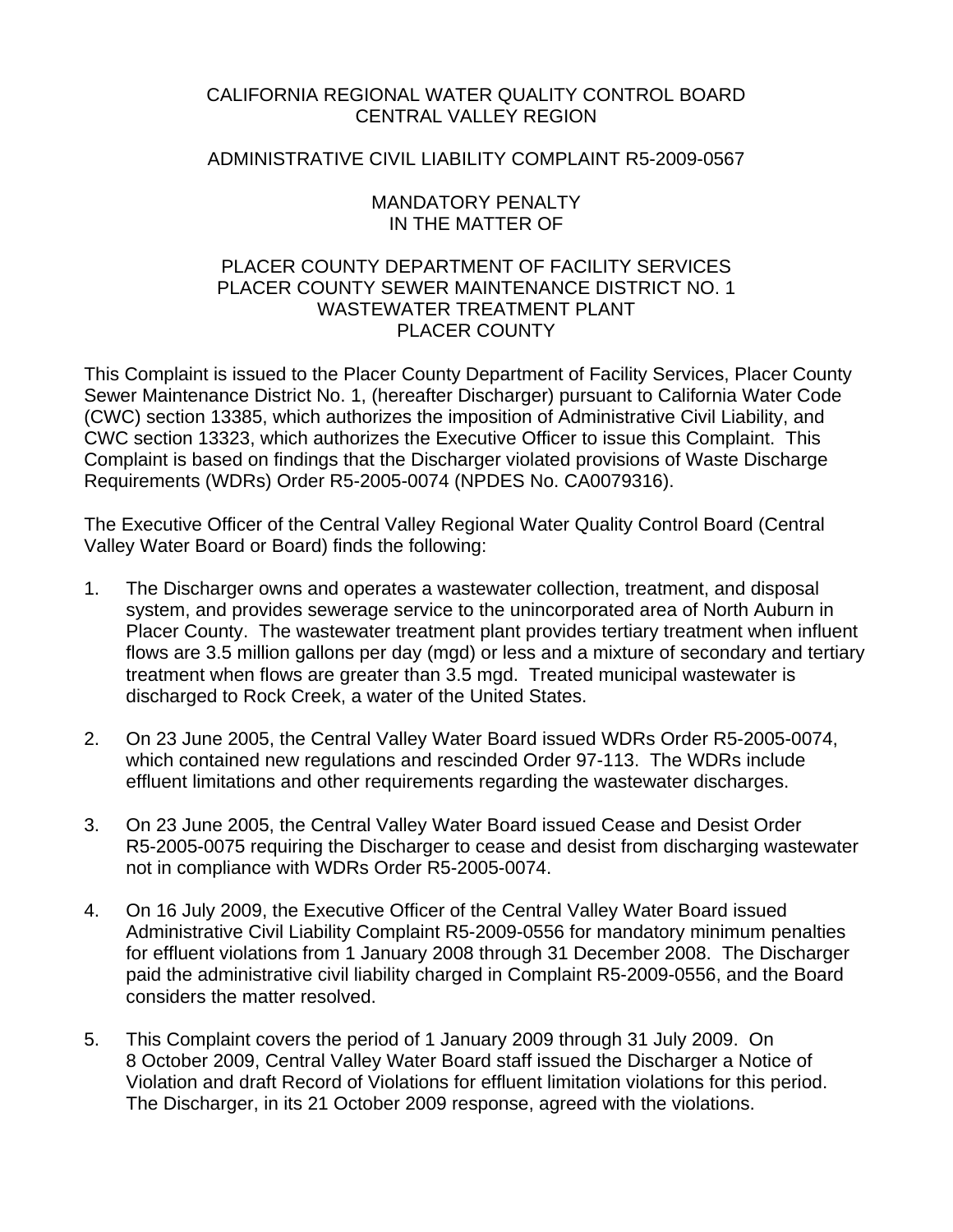CALIFORNIA REGIONAL WATER QUALITY CONTROL BOARD
CENTRAL VALLEY REGION

ADMINISTRATIVE CIVIL LIABILITY COMPLAINT R5-2009-0567

MANDATORY PENALTY
IN THE MATTER OF

PLACER COUNTY DEPARTMENT OF FACILITY SERVICES
PLACER COUNTY SEWER MAINTENANCE DISTRICT NO. 1
WASTEWATER TREATMENT PLANT
PLACER COUNTY

This Complaint is issued to the Placer County Department of Facility Services, Placer County Sewer Maintenance District No. 1, (hereafter Discharger) pursuant to California Water Code (CWC) section 13385, which authorizes the imposition of Administrative Civil Liability, and CWC section 13323, which authorizes the Executive Officer to issue this Complaint. This Complaint is based on findings that the Discharger violated provisions of Waste Discharge Requirements (WDRs) Order R5-2005-0074 (NPDES No. CA0079316).

The Executive Officer of the Central Valley Regional Water Quality Control Board (Central Valley Water Board or Board) finds the following:

1. The Discharger owns and operates a wastewater collection, treatment, and disposal system, and provides sewerage service to the unincorporated area of North Auburn in Placer County. The wastewater treatment plant provides tertiary treatment when influent flows are 3.5 million gallons per day (mgd) or less and a mixture of secondary and tertiary treatment when flows are greater than 3.5 mgd. Treated municipal wastewater is discharged to Rock Creek, a water of the United States.

2. On 23 June 2005, the Central Valley Water Board issued WDRs Order R5-2005-0074, which contained new regulations and rescinded Order 97-113. The WDRs include effluent limitations and other requirements regarding the wastewater discharges.

3. On 23 June 2005, the Central Valley Water Board issued Cease and Desist Order R5-2005-0075 requiring the Discharger to cease and desist from discharging wastewater not in compliance with WDRs Order R5-2005-0074.

4. On 16 July 2009, the Executive Officer of the Central Valley Water Board issued Administrative Civil Liability Complaint R5-2009-0556 for mandatory minimum penalties for effluent violations from 1 January 2008 through 31 December 2008. The Discharger paid the administrative civil liability charged in Complaint R5-2009-0556, and the Board considers the matter resolved.

5. This Complaint covers the period of 1 January 2009 through 31 July 2009. On 8 October 2009, Central Valley Water Board staff issued the Discharger a Notice of Violation and draft Record of Violations for effluent limitation violations for this period. The Discharger, in its 21 October 2009 response, agreed with the violations.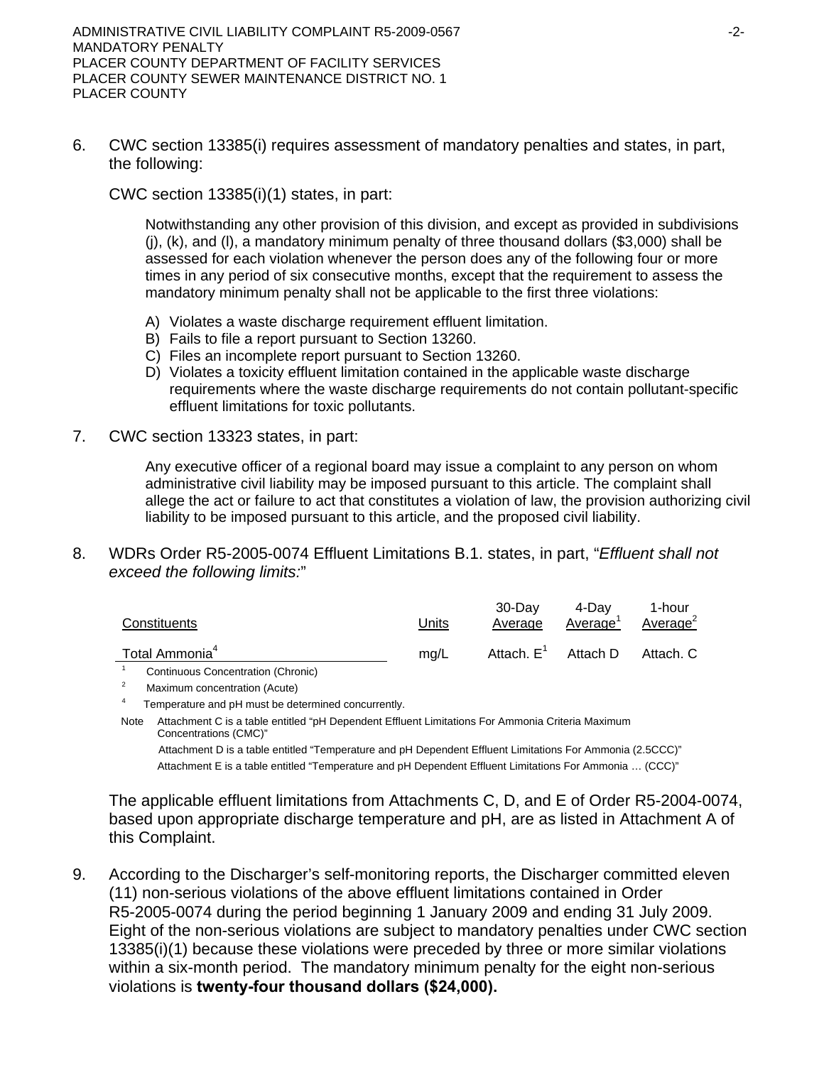6. CWC section 13385(i) requires assessment of mandatory penalties and states, in part, the following:

   CWC section 13385(i)(1) states, in part:

   > Notwithstanding any other provision of this division, and except as provided in subdivisions (j), (k), and (l), a mandatory minimum penalty of three thousand dollars ($3,000) shall be assessed for each violation whenever the person does any of the following four or more times in any period of six consecutive months, except that the requirement to assess the mandatory minimum penalty shall not be applicable to the first three violations:
   >
   > A) Violates a waste discharge requirement effluent limitation.
   > B) Fails to file a report pursuant to Section 13260.
   > C) Files an incomplete report pursuant to Section 13260.
   > D) Violates a toxicity effluent limitation contained in the applicable waste discharge requirements where the waste discharge requirements do not contain pollutant-specific effluent limitations for toxic pollutants.

7. CWC section 13323 states, in part:

   > Any executive officer of a regional board may issue a complaint to any person on whom administrative civil liability may be imposed pursuant to this article. The complaint shall allege the act or failure to act that constitutes a violation of law, the provision authorizing civil liability to be imposed pursuant to this article, and the proposed civil liability.

8. WDRs Order R5-2005-0074 Effluent Limitations B.1. states, in part, "*Effluent shall not exceed the following limits:*"

| Constituents | Units | 30-Day Average | 4-Day Average[1] | 1-hour Average[2] |
|---|---|---|---|---|
| Total Ammonia[4] | mg/L | Attach. E[1] | Attach D | Attach. C |

[1] Continuous Concentration (Chronic)

[2] Maximum concentration (Acute)

[4] Temperature and pH must be determined concurrently.

Note Attachment C is a table entitled "pH Dependent Effluent Limitations For Ammonia Criteria Maximum Concentrations (CMC)"

Attachment D is a table entitled "Temperature and pH Dependent Effluent Limitations For Ammonia (2.5CCC)"

Attachment E is a table entitled "Temperature and pH Dependent Effluent Limitations For Ammonia … (CCC)"

   The applicable effluent limitations from Attachments C, D, and E of Order R5-2004-0074, based upon appropriate discharge temperature and pH, are as listed in Attachment A of this Complaint.

9. According to the Discharger's self-monitoring reports, the Discharger committed eleven (11) non-serious violations of the above effluent limitations contained in Order R5-2005-0074 during the period beginning 1 January 2009 and ending 31 July 2009. Eight of the non-serious violations are subject to mandatory penalties under CWC section 13385(i)(1) because these violations were preceded by three or more similar violations within a six-month period. The mandatory minimum penalty for the eight non-serious violations is **twenty-four thousand dollars ($24,000).**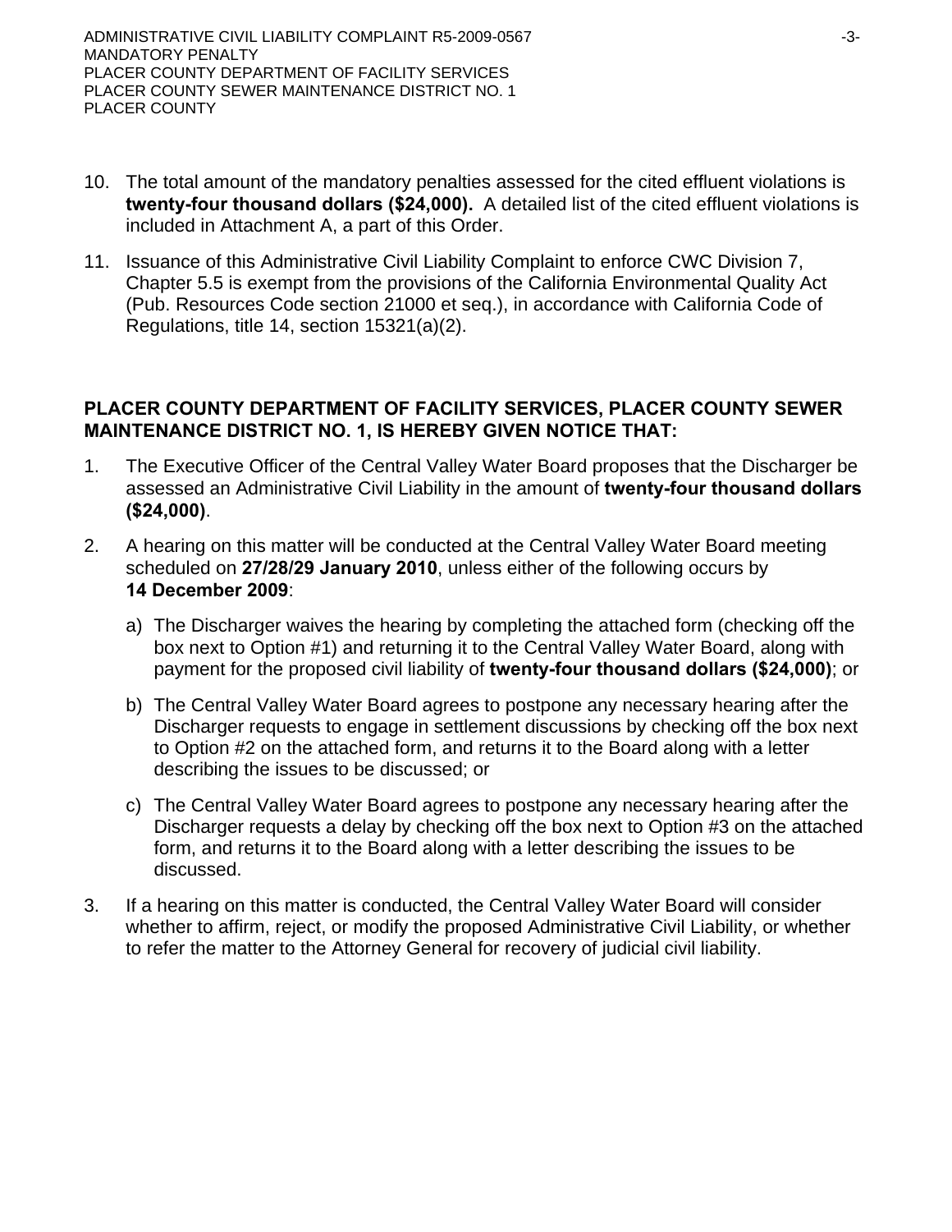10. The total amount of the mandatory penalties assessed for the cited effluent violations is **twenty-four thousand dollars ($24,000).** A detailed list of the cited effluent violations is included in Attachment A, a part of this Order.

11. Issuance of this Administrative Civil Liability Complaint to enforce CWC Division 7, Chapter 5.5 is exempt from the provisions of the California Environmental Quality Act (Pub. Resources Code section 21000 et seq.), in accordance with California Code of Regulations, title 14, section 15321(a)(2).

**PLACER COUNTY DEPARTMENT OF FACILITY SERVICES, PLACER COUNTY SEWER MAINTENANCE DISTRICT NO. 1, IS HEREBY GIVEN NOTICE THAT:**

1. The Executive Officer of the Central Valley Water Board proposes that the Discharger be assessed an Administrative Civil Liability in the amount of **twenty-four thousand dollars ($24,000)**.

2. A hearing on this matter will be conducted at the Central Valley Water Board meeting scheduled on **27/28/29 January 2010**, unless either of the following occurs by **14 December 2009**:

   a) The Discharger waives the hearing by completing the attached form (checking off the box next to Option #1) and returning it to the Central Valley Water Board, along with payment for the proposed civil liability of **twenty-four thousand dollars ($24,000)**; or

   b) The Central Valley Water Board agrees to postpone any necessary hearing after the Discharger requests to engage in settlement discussions by checking off the box next to Option #2 on the attached form, and returns it to the Board along with a letter describing the issues to be discussed; or

   c) The Central Valley Water Board agrees to postpone any necessary hearing after the Discharger requests a delay by checking off the box next to Option #3 on the attached form, and returns it to the Board along with a letter describing the issues to be discussed.

3. If a hearing on this matter is conducted, the Central Valley Water Board will consider whether to affirm, reject, or modify the proposed Administrative Civil Liability, or whether to refer the matter to the Attorney General for recovery of judicial civil liability.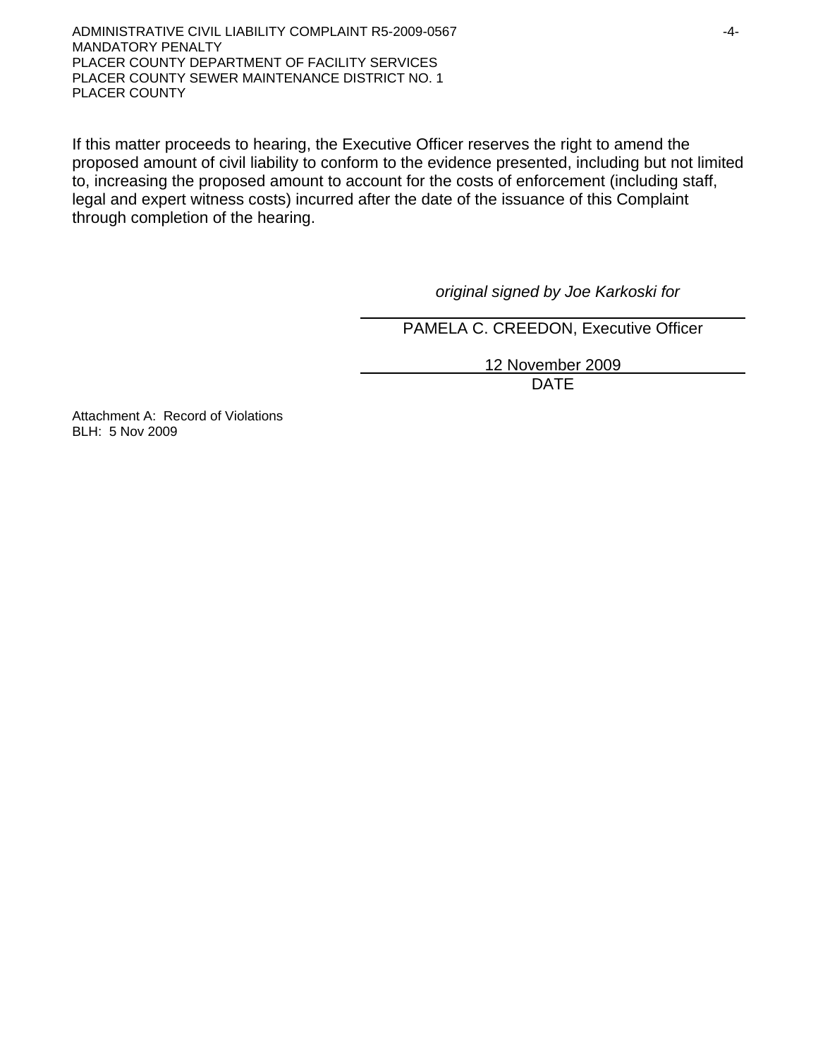If this matter proceeds to hearing, the Executive Officer reserves the right to amend the proposed amount of civil liability to conform to the evidence presented, including but not limited to, increasing the proposed amount to account for the costs of enforcement (including staff, legal and expert witness costs) incurred after the date of the issuance of this Complaint through completion of the hearing.

*original signed by Joe Karkoski for*

PAMELA C. CREEDON, Executive Officer

12 November 2009

DATE

Attachment A: Record of Violations
BLH: 5 Nov 2009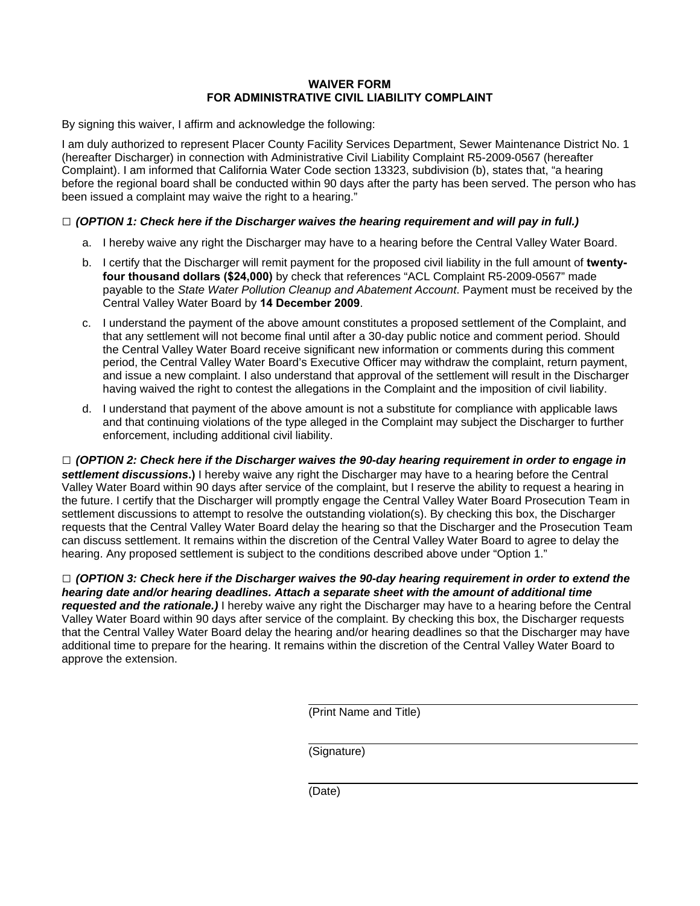## WAIVER FORM
## FOR ADMINISTRATIVE CIVIL LIABILITY COMPLAINT

By signing this waiver, I affirm and acknowledge the following:

I am duly authorized to represent Placer County Facility Services Department, Sewer Maintenance District No. 1 (hereafter Discharger) in connection with Administrative Civil Liability Complaint R5-2009-0567 (hereafter Complaint). I am informed that California Water Code section 13323, subdivision (b), states that, "a hearing before the regional board shall be conducted within 90 days after the party has been served. The person who has been issued a complaint may waive the right to a hearing."

□ ***(OPTION 1: Check here if the Discharger waives the hearing requirement and will pay in full.)***

a. I hereby waive any right the Discharger may have to a hearing before the Central Valley Water Board.

b. I certify that the Discharger will remit payment for the proposed civil liability in the full amount of **twenty-four thousand dollars ($24,000)** by check that references "ACL Complaint R5-2009-0567" made payable to the *State Water Pollution Cleanup and Abatement Account*. Payment must be received by the Central Valley Water Board by **14 December 2009**.

c. I understand the payment of the above amount constitutes a proposed settlement of the Complaint, and that any settlement will not become final until after a 30-day public notice and comment period. Should the Central Valley Water Board receive significant new information or comments during this comment period, the Central Valley Water Board's Executive Officer may withdraw the complaint, return payment, and issue a new complaint. I also understand that approval of the settlement will result in the Discharger having waived the right to contest the allegations in the Complaint and the imposition of civil liability.

d. I understand that payment of the above amount is not a substitute for compliance with applicable laws and that continuing violations of the type alleged in the Complaint may subject the Discharger to further enforcement, including additional civil liability.

□ ***(OPTION 2: Check here if the Discharger waives the 90-day hearing requirement in order to engage in settlement discussions*.)** I hereby waive any right the Discharger may have to a hearing before the Central Valley Water Board within 90 days after service of the complaint, but I reserve the ability to request a hearing in the future. I certify that the Discharger will promptly engage the Central Valley Water Board Prosecution Team in settlement discussions to attempt to resolve the outstanding violation(s). By checking this box, the Discharger requests that the Central Valley Water Board delay the hearing so that the Discharger and the Prosecution Team can discuss settlement. It remains within the discretion of the Central Valley Water Board to agree to delay the hearing. Any proposed settlement is subject to the conditions described above under "Option 1."

□ ***(OPTION 3: Check here if the Discharger waives the 90-day hearing requirement in order to extend the hearing date and/or hearing deadlines. Attach a separate sheet with the amount of additional time requested and the rationale.)*** I hereby waive any right the Discharger may have to a hearing before the Central Valley Water Board within 90 days after service of the complaint. By checking this box, the Discharger requests that the Central Valley Water Board delay the hearing and/or hearing deadlines so that the Discharger may have additional time to prepare for the hearing. It remains within the discretion of the Central Valley Water Board to approve the extension.

_______________________________
(Print Name and Title)

_______________________________
(Signature)

_______________________________
(Date)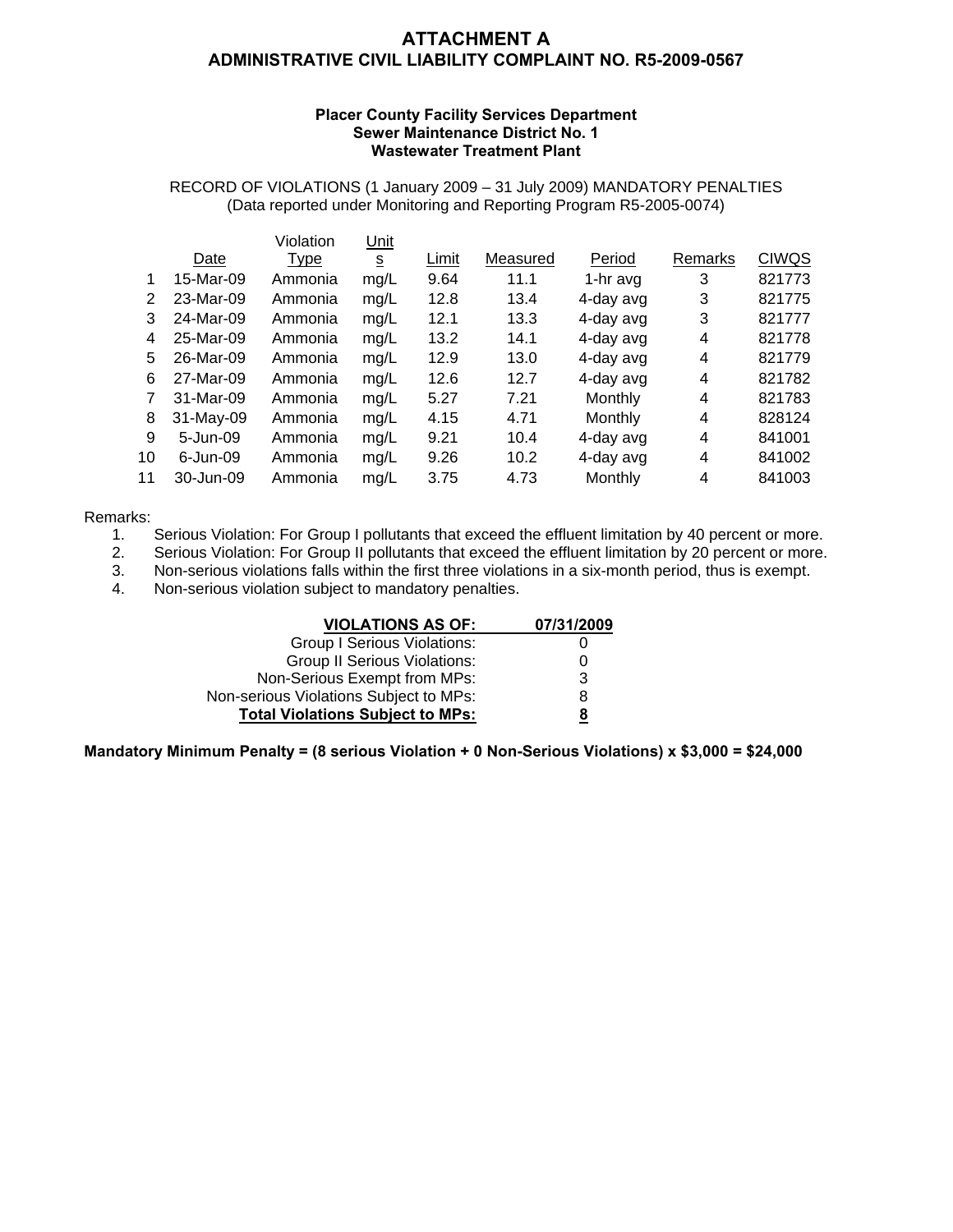# ATTACHMENT A
## ADMINISTRATIVE CIVIL LIABILITY COMPLAINT NO. R5-2009-0567

**Placer County Facility Services Department**
**Sewer Maintenance District No. 1**
**Wastewater Treatment Plant**

RECORD OF VIOLATIONS (1 January 2009 – 31 July 2009) MANDATORY PENALTIES
(Data reported under Monitoring and Reporting Program R5-2005-0074)

| | Date | Violation Type | Units | Limit | Measured | Period | Remarks | CIWQS |
|---|---|---|---|---|---|---|---|---|
| 1 | 15-Mar-09 | Ammonia | mg/L | 9.64 | 11.1 | 1-hr avg | 3 | 821773 |
| 2 | 23-Mar-09 | Ammonia | mg/L | 12.8 | 13.4 | 4-day avg | 3 | 821775 |
| 3 | 24-Mar-09 | Ammonia | mg/L | 12.1 | 13.3 | 4-day avg | 3 | 821777 |
| 4 | 25-Mar-09 | Ammonia | mg/L | 13.2 | 14.1 | 4-day avg | 4 | 821778 |
| 5 | 26-Mar-09 | Ammonia | mg/L | 12.9 | 13.0 | 4-day avg | 4 | 821779 |
| 6 | 27-Mar-09 | Ammonia | mg/L | 12.6 | 12.7 | 4-day avg | 4 | 821782 |
| 7 | 31-Mar-09 | Ammonia | mg/L | 5.27 | 7.21 | Monthly | 4 | 821783 |
| 8 | 31-May-09 | Ammonia | mg/L | 4.15 | 4.71 | Monthly | 4 | 828124 |
| 9 | 5-Jun-09 | Ammonia | mg/L | 9.21 | 10.4 | 4-day avg | 4 | 841001 |
| 10 | 6-Jun-09 | Ammonia | mg/L | 9.26 | 10.2 | 4-day avg | 4 | 841002 |
| 11 | 30-Jun-09 | Ammonia | mg/L | 3.75 | 4.73 | Monthly | 4 | 841003 |

Remarks:
1. Serious Violation: For Group I pollutants that exceed the effluent limitation by 40 percent or more.
2. Serious Violation: For Group II pollutants that exceed the effluent limitation by 20 percent or more.
3. Non-serious violations falls within the first three violations in a six-month period, thus is exempt.
4. Non-serious violation subject to mandatory penalties.

| **VIOLATIONS AS OF:** | **07/31/2009** |
|---|---|
| Group I Serious Violations: | 0 |
| Group II Serious Violations: | 0 |
| Non-Serious Exempt from MPs: | 3 |
| Non-serious Violations Subject to MPs: | 8 |
| **Total Violations Subject to MPs:** | **8** |

**Mandatory Minimum Penalty = (8 serious Violation + 0 Non-Serious Violations) x $3,000 = $24,000**